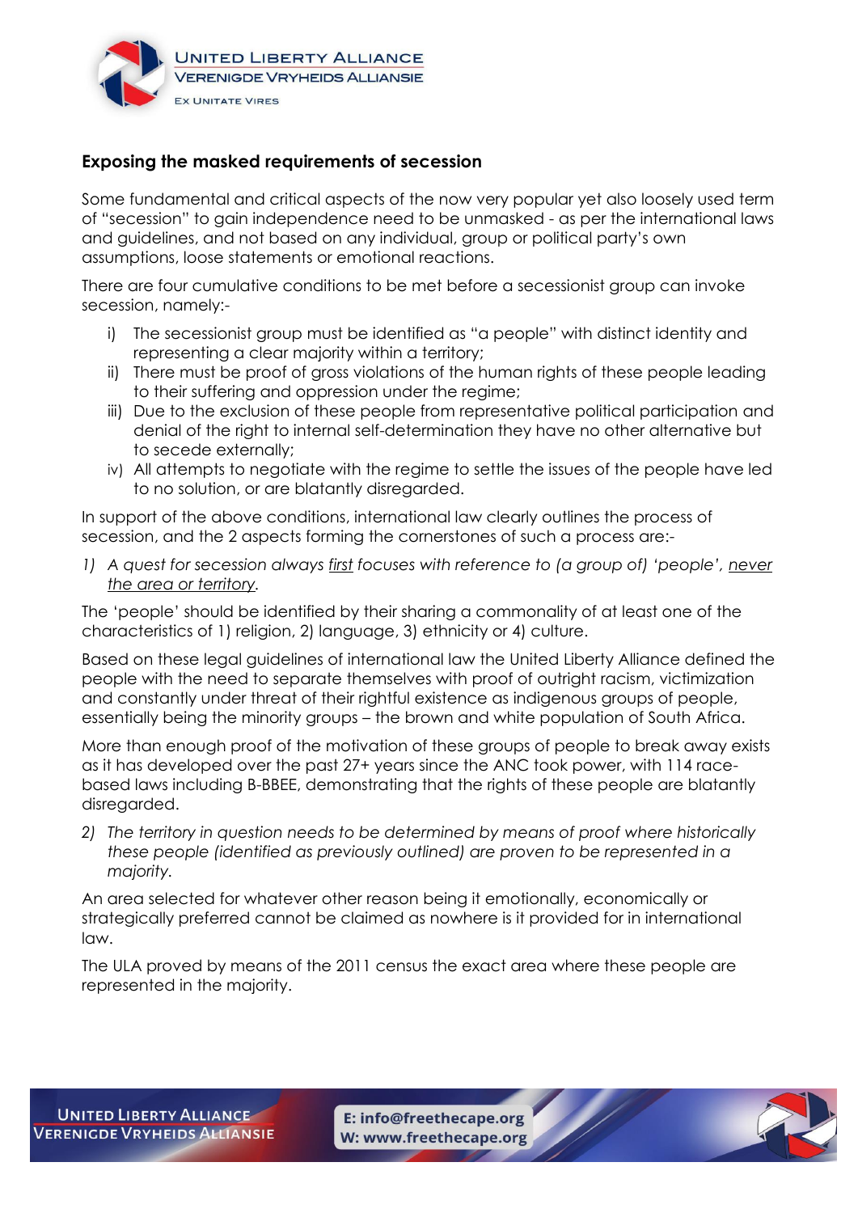UNITED LIBERTY ALLIANCE
VERENIGDE VRYHEIDS ALLIANSIE
EX UNITATE VIRES

### Exposing the masked requirements of secession

Some fundamental and critical aspects of the now very popular yet also loosely used term of "secession" to gain independence need to be unmasked - as per the international laws and guidelines, and not based on any individual, group or political party's own assumptions, loose statements or emotional reactions.

There are four cumulative conditions to be met before a secessionist group can invoke secession, namely:-

i) The secessionist group must be identified as "a people" with distinct identity and representing a clear majority within a territory;
ii) There must be proof of gross violations of the human rights of these people leading to their suffering and oppression under the regime;
iii) Due to the exclusion of these people from representative political participation and denial of the right to internal self-determination they have no other alternative but to secede externally;
iv) All attempts to negotiate with the regime to settle the issues of the people have led to no solution, or are blatantly disregarded.

In support of the above conditions, international law clearly outlines the process of secession, and the 2 aspects forming the cornerstones of such a process are:-

1) *A quest for secession always <u>first</u> focuses with reference to (a group of) 'people', <u>never the area or territory</u>.*

The 'people' should be identified by their sharing a commonality of at least one of the characteristics of 1) religion, 2) language, 3) ethnicity or 4) culture.

Based on these legal guidelines of international law the United Liberty Alliance defined the people with the need to separate themselves with proof of outright racism, victimization and constantly under threat of their rightful existence as indigenous groups of people, essentially being the minority groups – the brown and white population of South Africa.

More than enough proof of the motivation of these groups of people to break away exists as it has developed over the past 27+ years since the ANC took power, with 114 race-based laws including B-BBEE, demonstrating that the rights of these people are blatantly disregarded.

2) *The territory in question needs to be determined by means of proof where historically these people (identified as previously outlined) are proven to be represented in a majority.*

An area selected for whatever other reason being it emotionally, economically or strategically preferred cannot be claimed as nowhere is it provided for in international law.

The ULA proved by means of the 2011 census the exact area where these people are represented in the majority.

UNITED LIBERTY ALLIANCE
VERENIGDE VRYHEIDS ALLIANSIE
E: info@freethecape.org
W: www.freethecape.org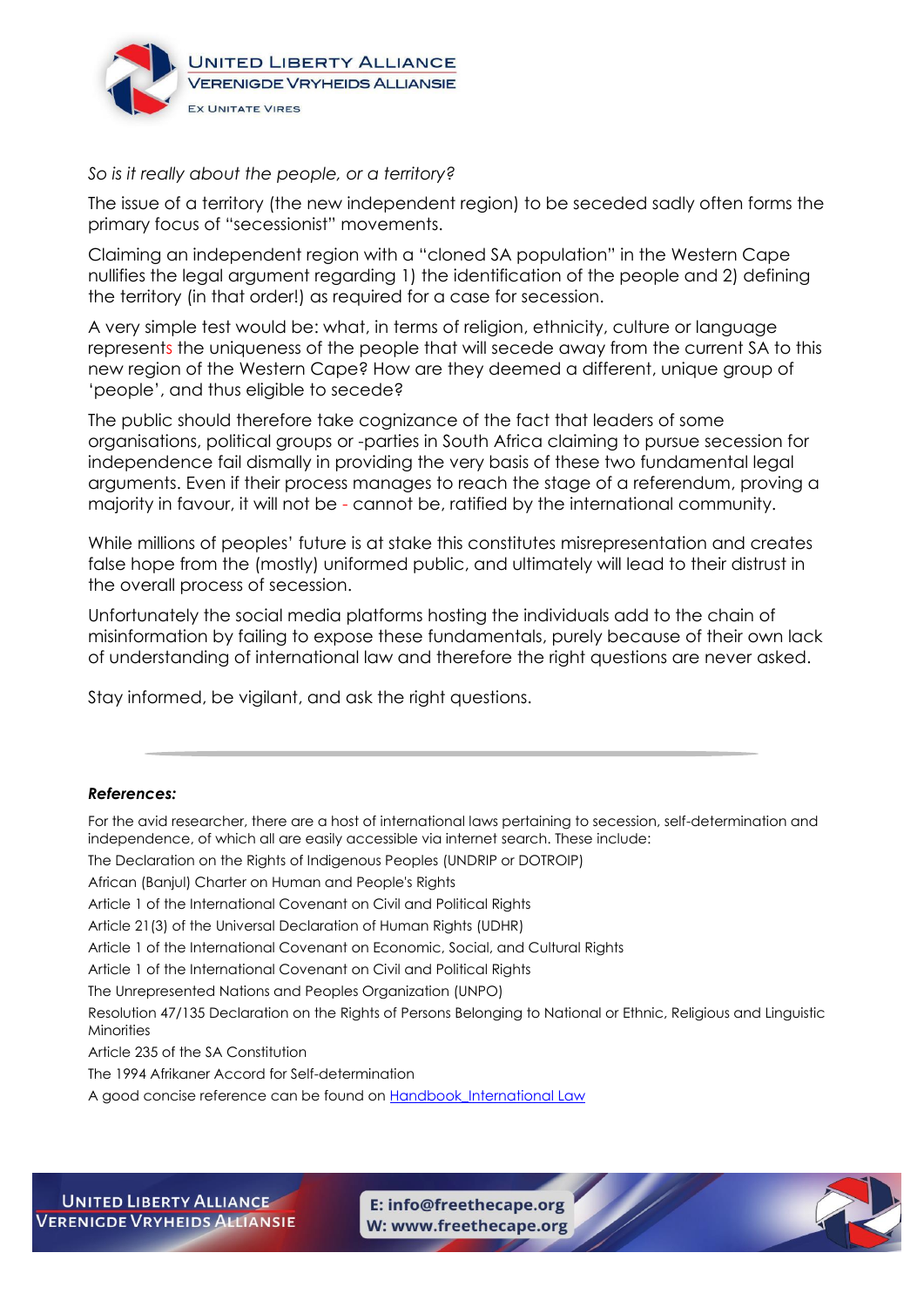*So is it really about the people, or a territory?*

The issue of a territory (the new independent region) to be seceded sadly often forms the primary focus of "secessionist" movements.

Claiming an independent region with a "cloned SA population" in the Western Cape nullifies the legal argument regarding 1) the identification of the people and 2) defining the territory (in that order!) as required for a case for secession.

A very simple test would be: what, in terms of religion, ethnicity, culture or language represents the uniqueness of the people that will secede away from the current SA to this new region of the Western Cape? How are they deemed a different, unique group of 'people', and thus eligible to secede?

The public should therefore take cognizance of the fact that leaders of some organisations, political groups or -parties in South Africa claiming to pursue secession for independence fail dismally in providing the very basis of these two fundamental legal arguments. Even if their process manages to reach the stage of a referendum, proving a majority in favour, it will not be - cannot be, ratified by the international community.

While millions of peoples' future is at stake this constitutes misrepresentation and creates false hope from the (mostly) uniformed public, and ultimately will lead to their distrust in the overall process of secession.

Unfortunately the social media platforms hosting the individuals add to the chain of misinformation by failing to expose these fundamentals, purely because of their own lack of understanding of international law and therefore the right questions are never asked.

Stay informed, be vigilant, and ask the right questions.

---

***References:***

For the avid researcher, there are a host of international laws pertaining to secession, self-determination and independence, of which all are easily accessible via internet search. These include:

The Declaration on the Rights of Indigenous Peoples (UNDRIP or DOTROIP)

African (Banjul) Charter on Human and People's Rights

Article 1 of the International Covenant on Civil and Political Rights

Article 21(3) of the Universal Declaration of Human Rights (UDHR)

Article 1 of the International Covenant on Economic, Social, and Cultural Rights

Article 1 of the International Covenant on Civil and Political Rights

The Unrepresented Nations and Peoples Organization (UNPO)

Resolution 47/135 Declaration on the Rights of Persons Belonging to National or Ethnic, Religious and Linguistic Minorities

Article 235 of the SA Constitution

The 1994 Afrikaner Accord for Self-determination

A good concise reference can be found on Handbook_International Law